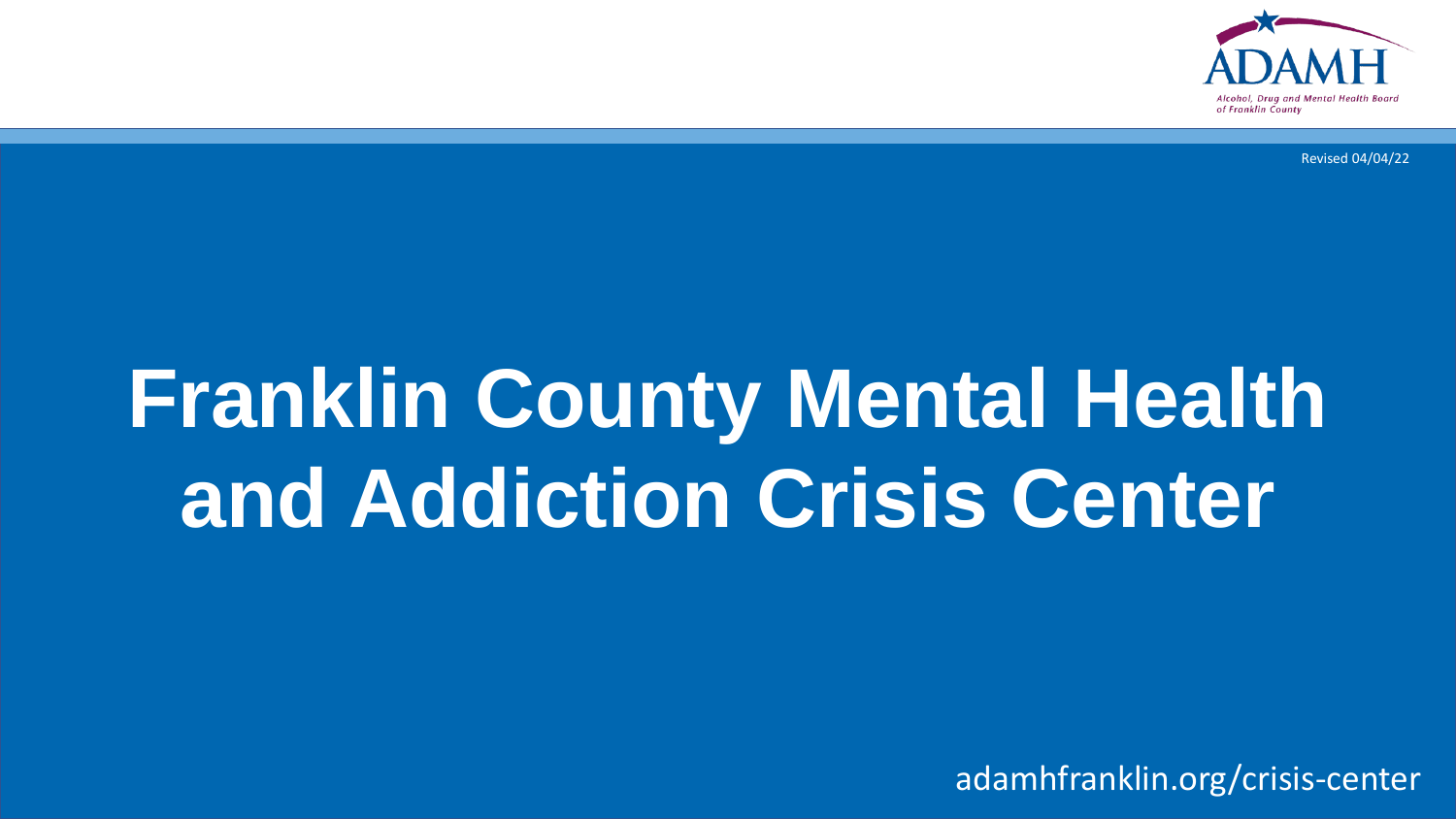ADAMH

Alcohol, Drug and Mental Health Board of Franklin County

Revised 04/04/22

# Franklin County Mental Health and Addiction Crisis Center

adamhfranklin.org/crisis-center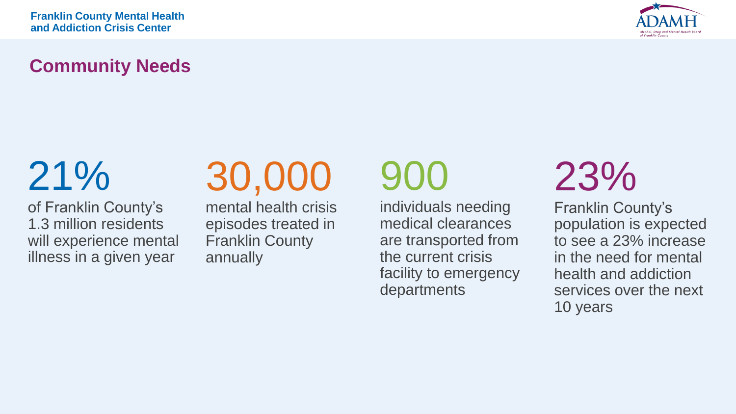## Community Needs

**21%**
of Franklin County's 1.3 million residents will experience mental illness in a given year

**30,000**
mental health crisis episodes treated in Franklin County annually

**900**
individuals needing medical clearances are transported from the current crisis facility to emergency departments

**23%**
Franklin County's population is expected to see a 23% increase in the need for mental health and addiction services over the next 10 years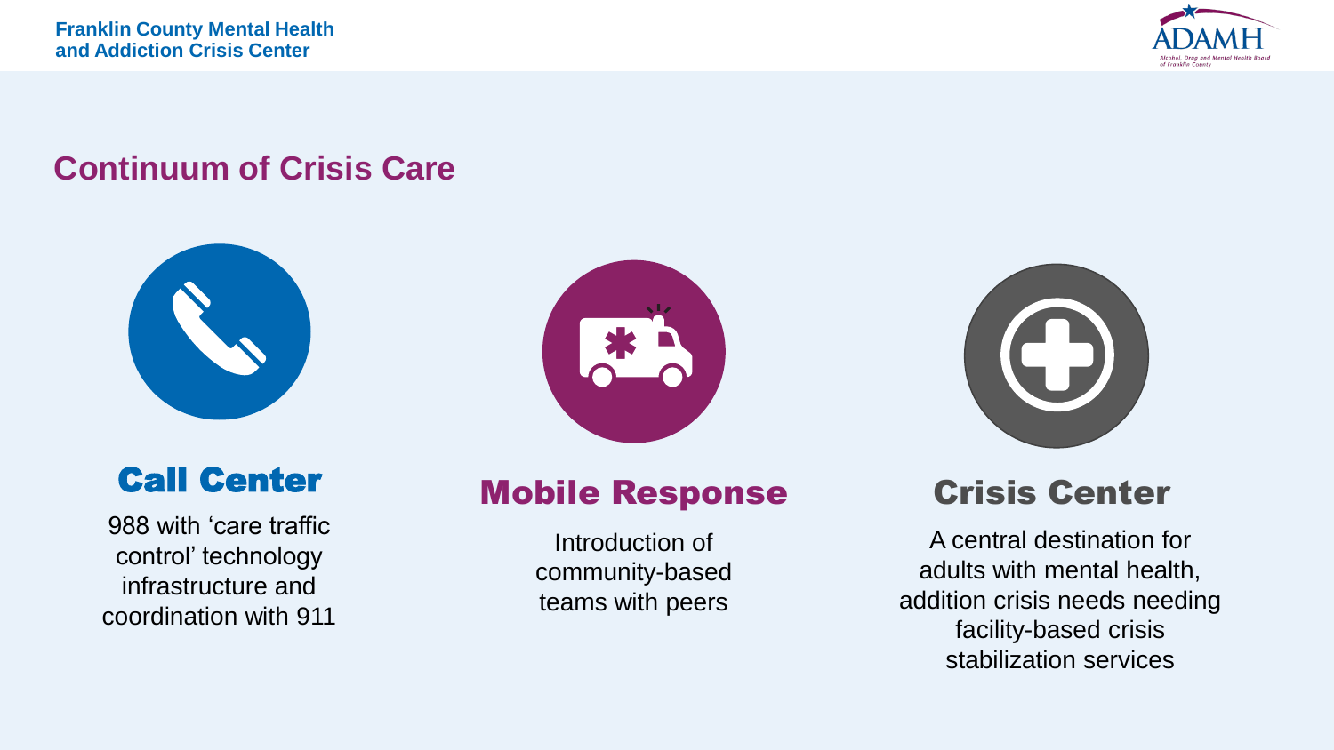Franklin County Mental Health and Addiction Crisis Center

## Continuum of Crisis Care

### Call Center

988 with 'care traffic control' technology infrastructure and coordination with 911

### Mobile Response

Introduction of community-based teams with peers

### Crisis Center

A central destination for adults with mental health, addition crisis needs needing facility-based crisis stabilization services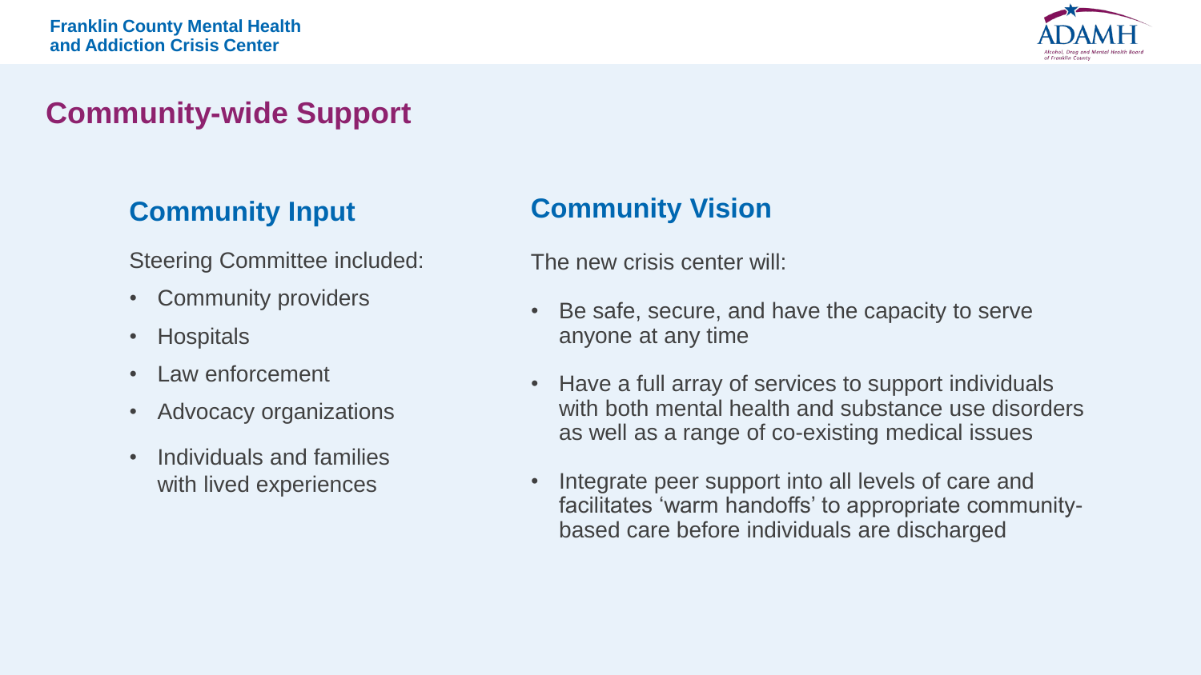# Community-wide Support

## Community Input

Steering Committee included:

- Community providers
- Hospitals
- Law enforcement
- Advocacy organizations
- Individuals and families with lived experiences

## Community Vision

The new crisis center will:

- Be safe, secure, and have the capacity to serve anyone at any time
- Have a full array of services to support individuals with both mental health and substance use disorders as well as a range of co-existing medical issues
- Integrate peer support into all levels of care and facilitates 'warm handoffs' to appropriate community-based care before individuals are discharged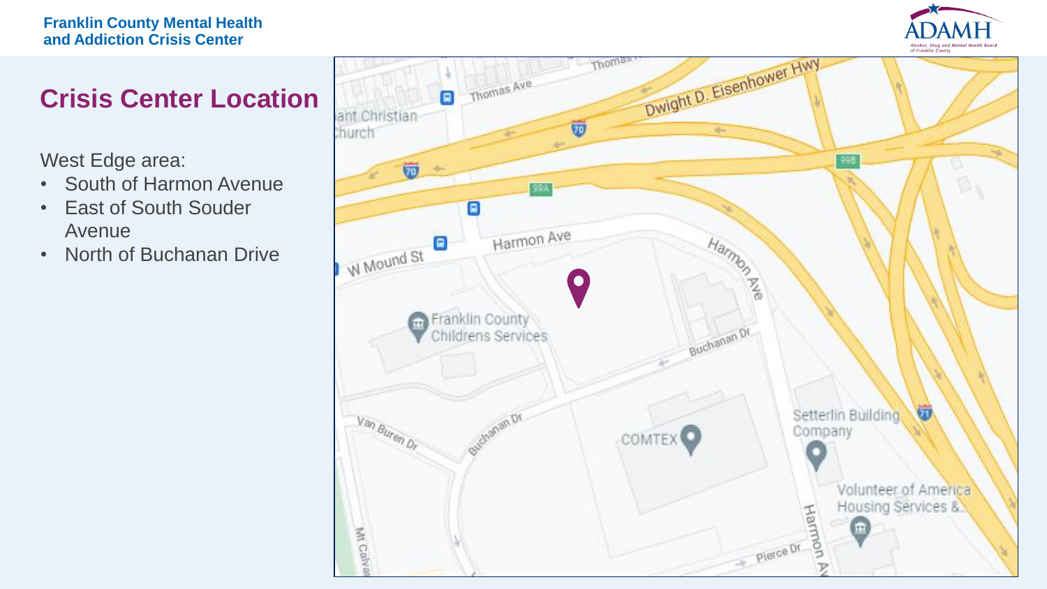## Crisis Center Location

West Edge area:

- South of Harmon Avenue
- East of South Souder Avenue
- North of Buchanan Drive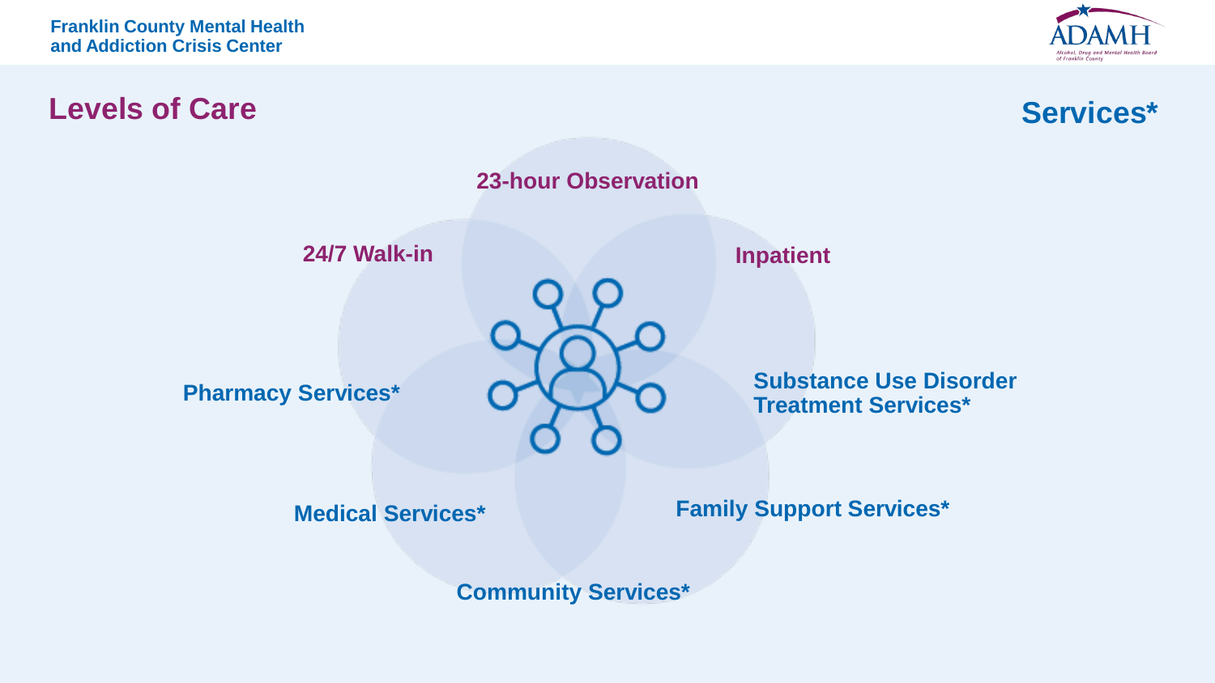Franklin County Mental Health and Addiction Crisis Center

## Levels of Care

- 23-hour Observation
- 24/7 Walk-in
- Inpatient

## Services*

- Pharmacy Services*
- Substance Use Disorder Treatment Services*
- Medical Services*
- Family Support Services*
- Community Services*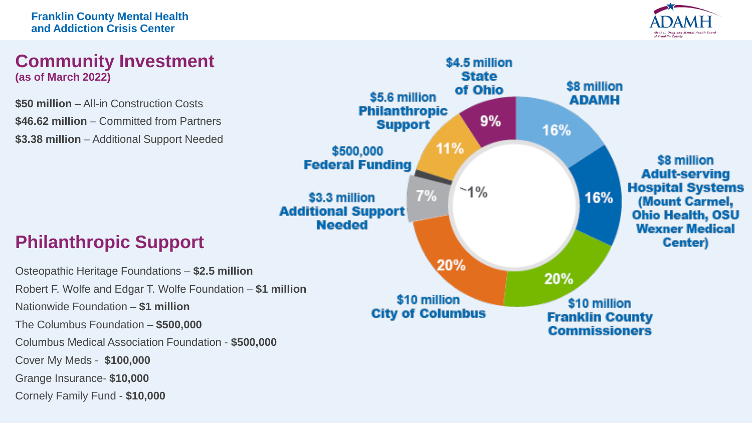Franklin County Mental Health and Addiction Crisis Center

## Community Investment
**(as of March 2022)**

**$50 million** – All-in Construction Costs

**$46.62 million** – Committed from Partners

**$3.38 million** – Additional Support Needed

| Source | Amount | Share |
| --- | --- | --- |
| State of Ohio | $4.5 million | 9% |
| ADAMH | $8 million | 16% |
| Adult-serving Hospital Systems (Mount Carmel, Ohio Health, OSU Wexner Medical Center) | $8 million | 16% |
| Franklin County Commissioners | $10 million | 20% |
| City of Columbus | $10 million | 20% |
| Additional Support Needed | $3.3 million | 7% |
| Federal Funding | $500,000 | ~1% |
| Philanthropic Support | $5.6 million | 11% |

## Philanthropic Support

Osteopathic Heritage Foundations – **$2.5 million**

Robert F. Wolfe and Edgar T. Wolfe Foundation – **$1 million**

Nationwide Foundation – **$1 million**

The Columbus Foundation – **$500,000**

Columbus Medical Association Foundation - **$500,000**

Cover My Meds - **$100,000**

Grange Insurance- **$10,000**

Cornely Family Fund - **$10,000**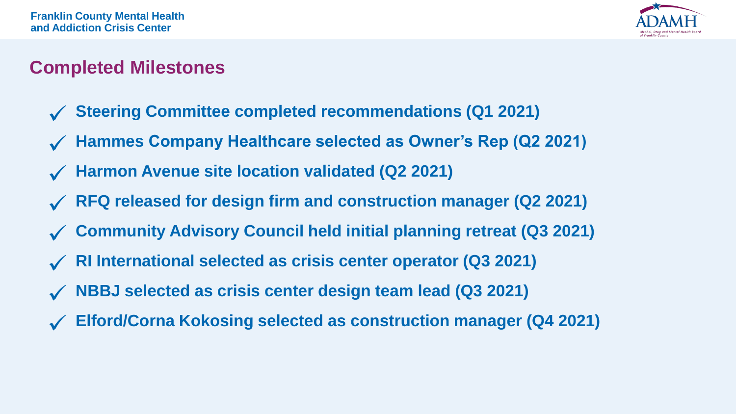## Completed Milestones

- ✓ Steering Committee completed recommendations (Q1 2021)
- ✓ Hammes Company Healthcare selected as Owner's Rep (Q2 2021)
- ✓ Harmon Avenue site location validated (Q2 2021)
- ✓ RFQ released for design firm and construction manager (Q2 2021)
- ✓ Community Advisory Council held initial planning retreat (Q3 2021)
- ✓ RI International selected as crisis center operator (Q3 2021)
- ✓ NBBJ selected as crisis center design team lead (Q3 2021)
- ✓ Elford/Corna Kokosing selected as construction manager (Q4 2021)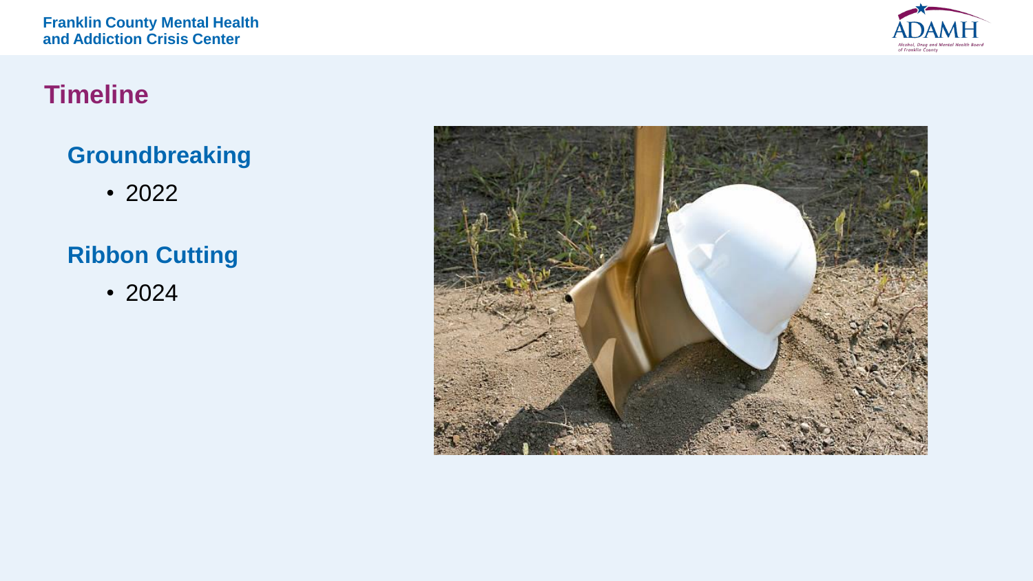# Timeline

## Groundbreaking

- 2022

## Ribbon Cutting

- 2024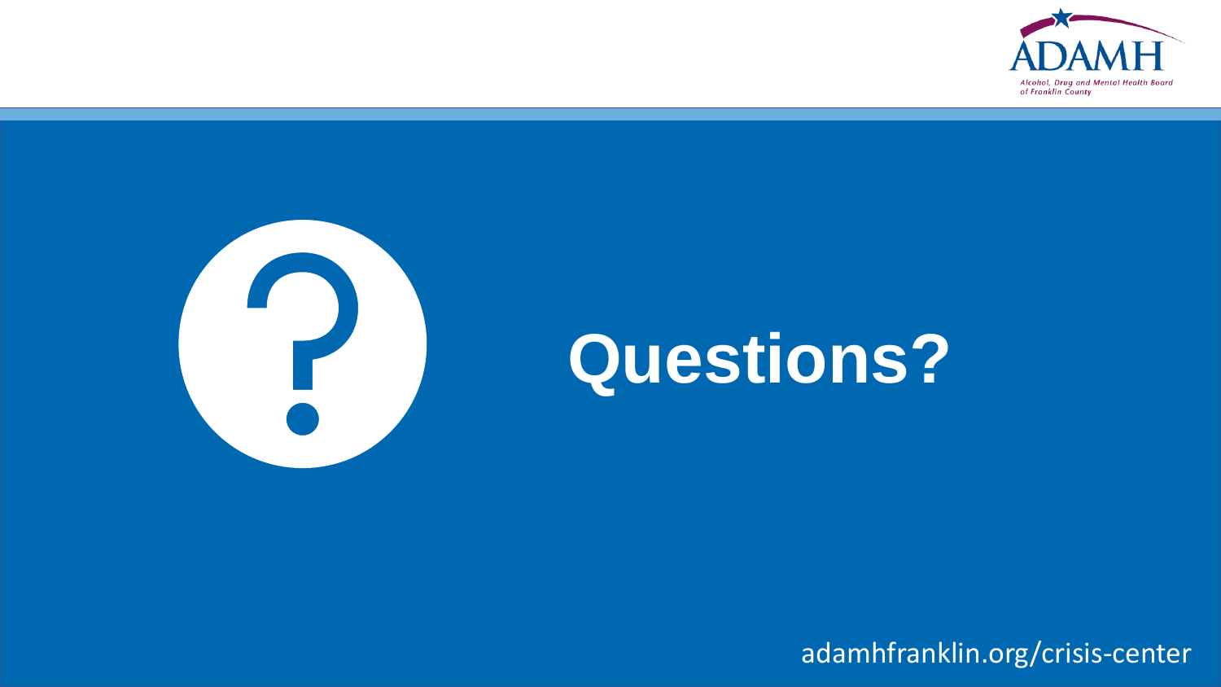# Questions?

adamhfranklin.org/crisis-center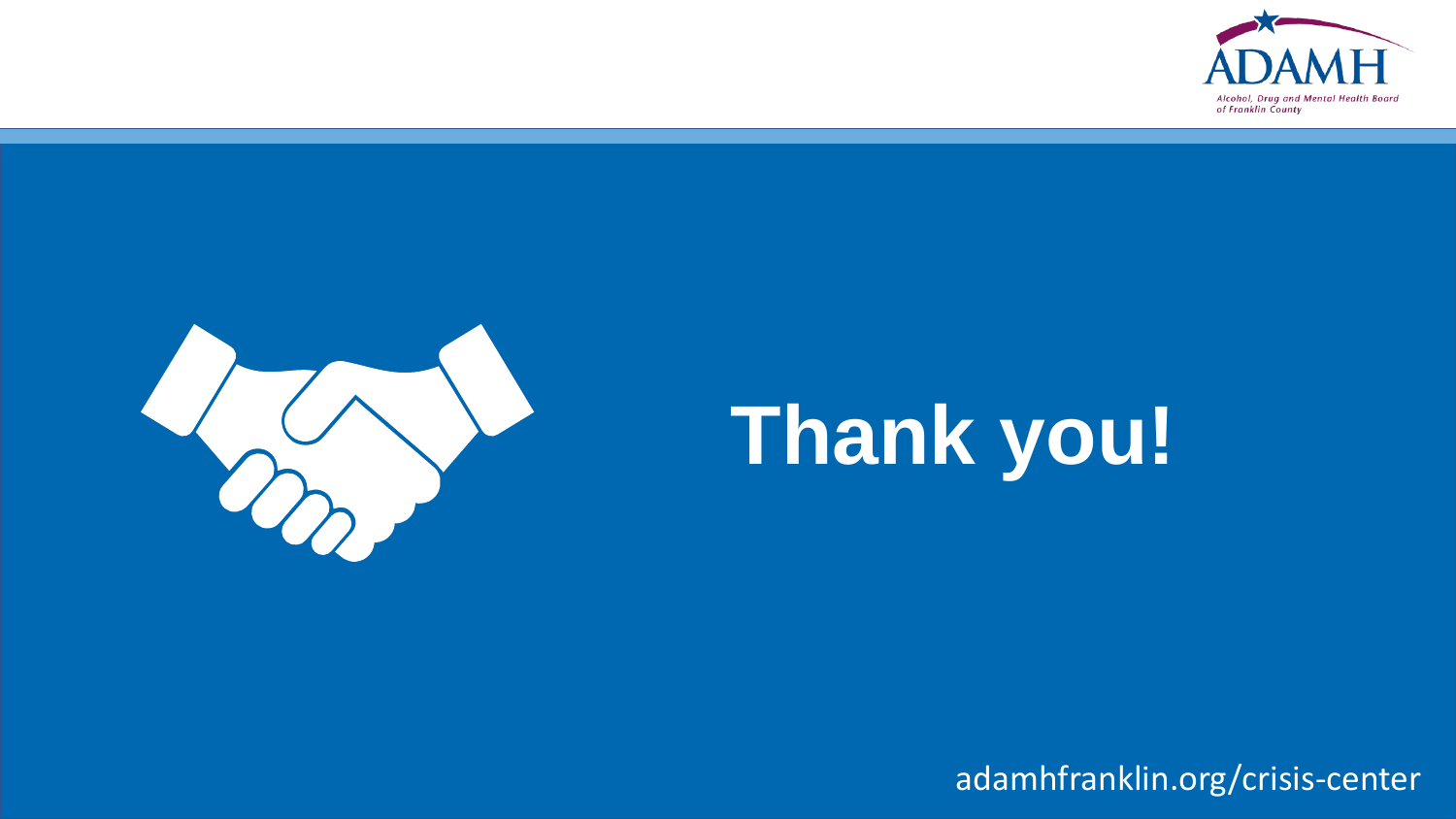# Thank you!

adamhfranklin.org/crisis-center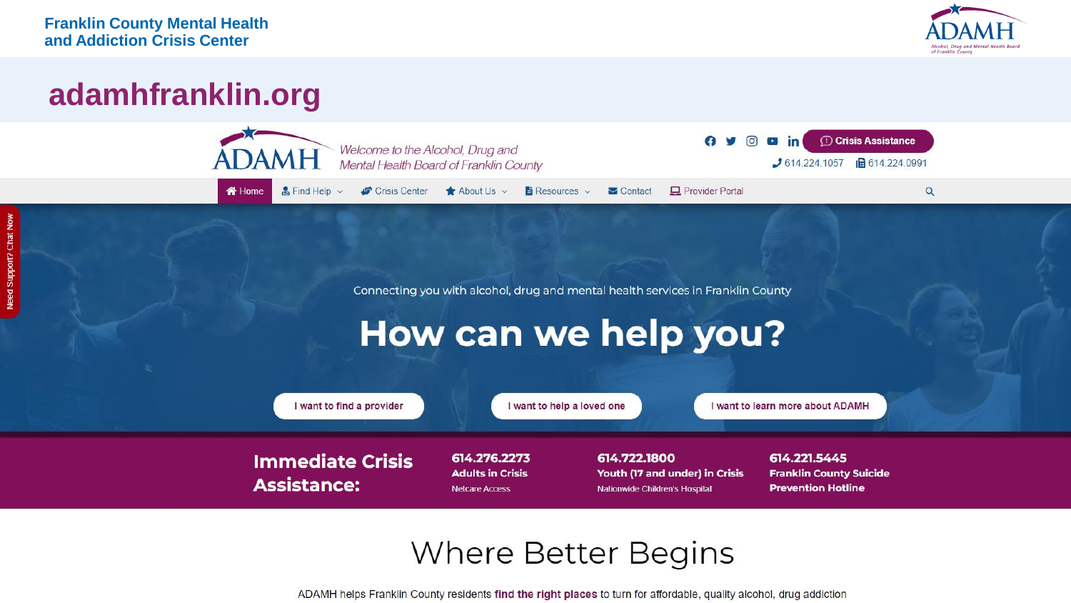# Franklin County Mental Health and Addiction Crisis Center

## adamhfranklin.org

ADAMH

*Welcome to the Alcohol, Drug and Mental Health Board of Franklin County*

Crisis Assistance

614.224.1057 614.224.0991

Home | Find Help | Crisis Center | About Us | Resources | Contact | Provider Portal

Need Support? Chat Now

Connecting you with alcohol, drug and mental health services in Franklin County

# How can we help you?

I want to find a provider

I want to help a loved one

I want to learn more about ADAMH

**Immediate Crisis Assistance:**

**614.276.2273**
**Adults in Crisis**
Netcare Access

**614.722.1800**
**Youth (17 and under) in Crisis**
Nationwide Children's Hospital

**614.221.5445**
**Franklin County Suicide Prevention Hotline**

# Where Better Begins

ADAMH helps Franklin County residents **find the right places** to turn for affordable, quality alcohol, drug addiction